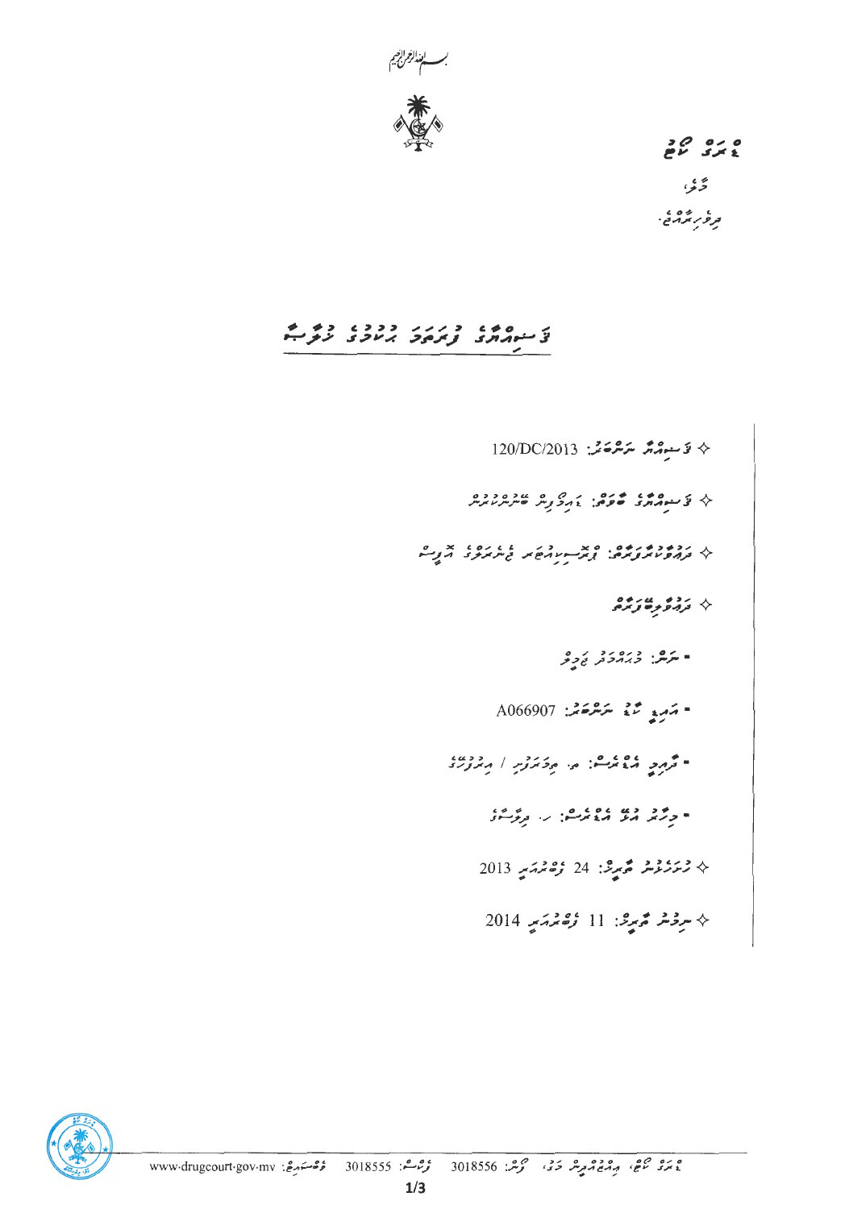بسم الله الرحمن الرحيم

ޑްރަގް ކޯޓް
މާލެ،
ދިވެހިރާއްޖެ.

# ޤަޟިއްޔާގެ ފުރަތަމަ ޙުކުމުގެ ޚުލާޞާ

- ޤަޟިއްޔާ ނަންބަރު: 120/DC/2013
- ޤަޟިއްޔާގެ ބާވަތް: ޑްރަގްސް ބޭނުންކުރުން
- ދައުވާކުރާފަރާތް: ޕްރޮސިކިއުޓަރ ޖެނެރަލްގެ އޮފީސް
- ދައުވާލިބޭފަރާތް
  - ނަން: މުޙައްމަދު ޖަމީލް
  - އައިޑީ ކާޑު ނަންބަރު: A066907
  - ދާއިމީ އެޑްރެސް: ތ. ތިމަރަފުށި / އިރުފުށިގޭ
  - މިހާރު އުޅޭ އެޑްރެސް: ހ. ދިލާސާގެ
- ހުށަހެޅުނު ތާރީޚު: 24 ފެބްރުއަރީ 2013
- ނިމުނު ތާރީޚު: 11 ފެބްރުއަރީ 2014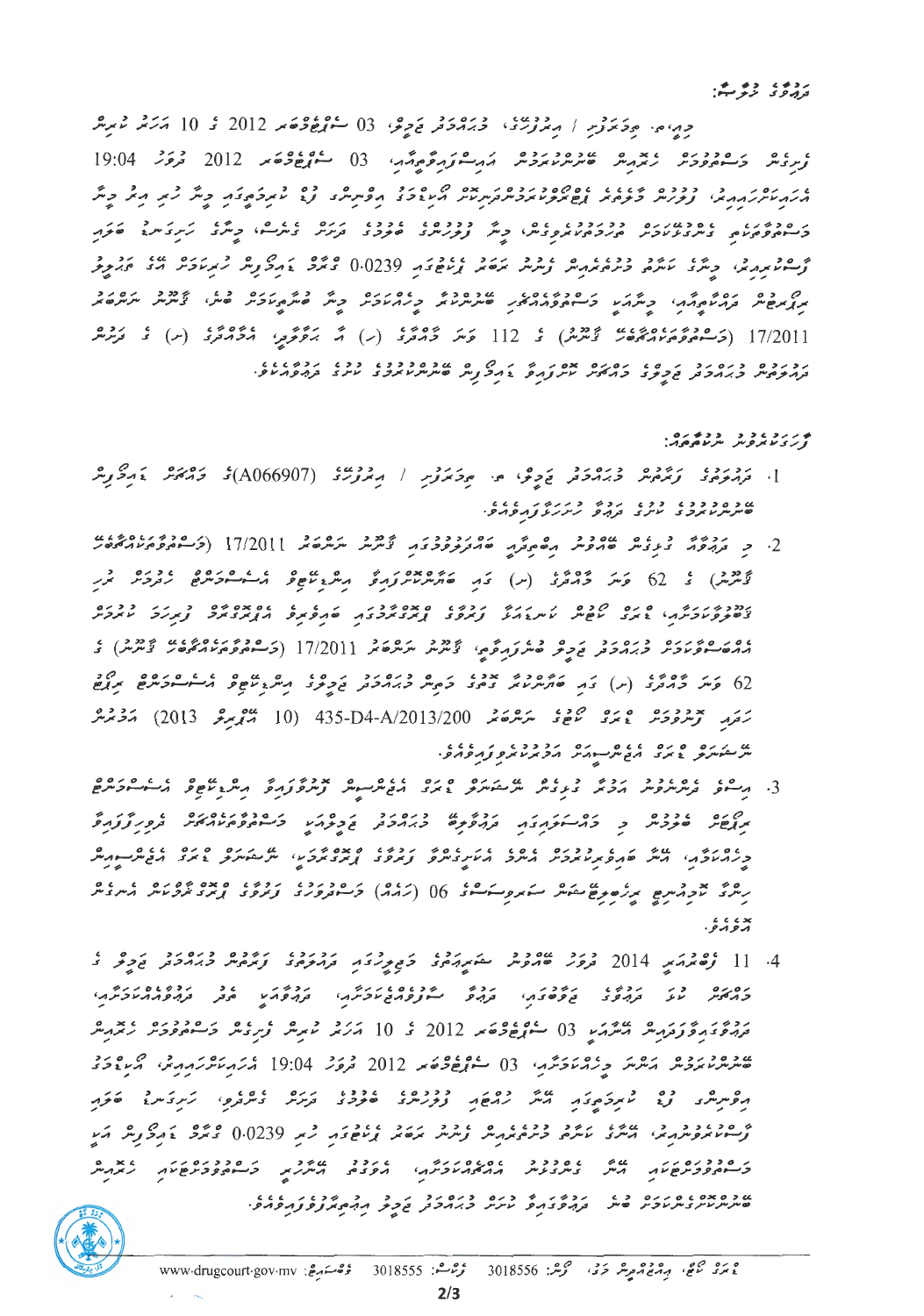ދައުވާގެ ޚުލާޞާ:

މިއީ، ތ. ވިލުފުށި / ރިވަރުސައިޑް، މުޙައްމަދު ޢަލީގެ، 03 ސެޕްޓެމްބަރ 2012 ގެ 10 ޖަހަން ކައިރިން ފުލުހުން މަސްތުވާތަކެތި ހޯދުމަށް ބަންދުކުރުމަށް އަރިސްޓްވޮރަންޓެއް، 03 ސެޕްޓެމްބަރ 2012 ދުވަހު 19:04 އެރެސްޓްކުރުމުން، ފުލުހުން މާލެއިން ޔޫރިން ސާމްޕަލް ހިފުމަށް ބޭނުންކުރި ކިޓު ފުރޭގައި މިން ހުރި މިން މަސްތުވާތަކެތި ބެލުމަށްފަހުގެ ނަތީޖާ، މިން ޔޫރިން ސާމްޕަލު ބަލާ ދަށުގެ ރިޒަލްޓް ކަމުގައިވާ މިނާގެ ޔޫރިނުން މަސްތުވާތަކެތި ފެނިފައިވާކަން، މިނާގެ ކާބޯތައް ހުރި ގޮތް ޓެސްޓުކުރުމުގައި، މިނާގެ ހަށިގަނޑުން ފެނުނު 0.0239 ގްރާމް ޑައިމޯފިން ހިމެނޭކަން ހާމަވާތީ އެކަމަށް ދައުލަތުން ދައުވާ ހުށަހެޅުމުން، މިނާ މަސްތުވާތަކެތީގެ ބޭނުންކުރާ މީހެއްކަން ފާހަގަކުރެވުނު ކަމަށް ބަލާ، ޤާނޫނު ނަންބަރު 17/2011 (މަސްތުވާތަކެތީގެ ޤާނޫނު) ގެ 112 ވަނަ މާއްދާގެ (ނ) އާއި ބޭނުމަކީ، އެމާއްދާގެ (ނ) ގެ ދަށުން ދައުވާކުރެވިފައިވާ މުޙައްމަދު ޢަލީގެ މައްސަލައަކީ ޤާނޫނީ ގޮތުން ބަލާ ކޯޓަށް ހުށަހެޅިފައިވާ ދައުވާއެކެވެ.

ފާހަގަކުރެވުނު ނުކުތާތައް:

1. ދައުވާލިބޭ ފަރާތް މުޙައްމަދު ޢަލީ، ތ. ވިލުފުށި / ރިވަރުސައިޑް (A066907)ގެ މައްސަލަ ގެއްލިން ބަންދުންނިކުމެފައިވާ ދައުވާ ހުށަހަޅާފައިވެއެވެ.

2. މި ދައުވާއާ ގުޅިގެން ބެލުނު އިޖުރާއާތުގައި ޤާނޫނު ނަންބަރު 17/2011 (މަސްތުވާތަކެތީގެ ޤާނޫނު) ގެ 62 ވަނަ މާއްދާގެ (ނ) ގައި ބަޔާންކުރާ ގޮތަށް އިންސާނިއްޔަތުގެ ދައުވާލިބޭ ފަރާތުން ކުރިމަތިލުމަށް، ޑްރަގް ކޯޓުގެ އަޑުއެހުމުގައި ޤާނޫނު ނަންބަރު 17/2011 (މަސްތުވާތަކެތީގެ ޤާނޫނު) ގެ 62 ވަނަ މާއްދާގެ (ނ) ގައި ބަޔާންކުރާ މުޙައްމަދު ޢަލީގެ ދައުވާ ނަންބަރު 435-D4-A/2013/200 (10 ފެބުރުއަރީ 2013) އަމުރުން ނިންމާފައިވާ ޑްރަގް ކޯޓުގެ އަޑުއެހުމަށް ހާޒިރުވެފައިވެއެވެ.

3. އިސްވެ ދެންނެވުނު އަމުރާ ގުޅިގެން ޑްރަގް ކޯޓުގެ އެޑިކްޝަން ޕްރޮގްރާމު އިންސާނިއްޔަތު އަސާސްތަކާއި ދައުވާލިބޭ ފަރާތާ މުޙައްމަދު ޢަލީ މަސްތުވާތަކެތީގެ ފުރިހަމަ މިންވަރެއް، އޭނާ ބައިވެރިވެފައިވާ އެއްވެސް ޕްރޮގްރާމު ފުރިހަމަކުރެވިފައިނުވާކަމަށް، ޑްރަގް ކޯޓުގެ އެޑިކްޝަން ހިދުމަތުގެ ރިޕޯޓު މަސްތުވާތަކެތީގެ (06) ވަނަ ސަރަހައްދުގެ ފަރާތުން ބަޔާންކޮށްފައިވެއެވެ.

4. 11 ފެބުރުއަރީ 2014 ވަނަ ދުވަހު ބޭއްވުނު ޝަރީޢަތުގެ އަޑުއެހުމުގައި ދައުވާލިބޭ ފަރާތް މުޙައްމަދު ޢަލީގެ މައްސަލަ ބަލާ ދައުވާގެ ޚުލާޞާގައި، ދައުވާ ސާބިތުކުރުމަށް ދައުވާ ލިބޭ ފަރާތުގެ ފަރާތުން، ދައުވާގައިވާ ތުހުމަތު 03 ސެޕްޓެމްބަރ 2012 ގެ 10 ޖަހަން ކައިރިން ފުލުހުން މަސްތުވާތަކެތި ހޯދުމަށް ބަންދުކުރުމަށް އަރިސްޓްވޮރަންޓެއް، 03 ސެޕްޓެމްބަރ 2012 ދުވަހު 19:04 އެރެސްޓްކުރުމުން، ފުލުހުން މާލެއިން ޔޫރިން ސާމްޕަލް ހިފުމަށް ބޭނުންކުރި ކިޓު، މިނާގެ ހަށިގަނޑުން ފެނުނު 0.0239 ގްރާމް ޑައިމޯފިން އެއީ މަސްތުވާތަކެތީގެ ބާވަތެއްކަން، އެކަމާ ބެހޭގޮތުން އިއުތިރާފުވެފައިވާ މަސްތުވާތަކެތީގެ ހެކިން ދައުވާ ސާބިތުވާކަމަށް ބަލާ ދައުވާ ކުރެވުނު މުޙައްމަދު ޢަލީ އިޢުތިރާފުވެފައިވެއެވެ.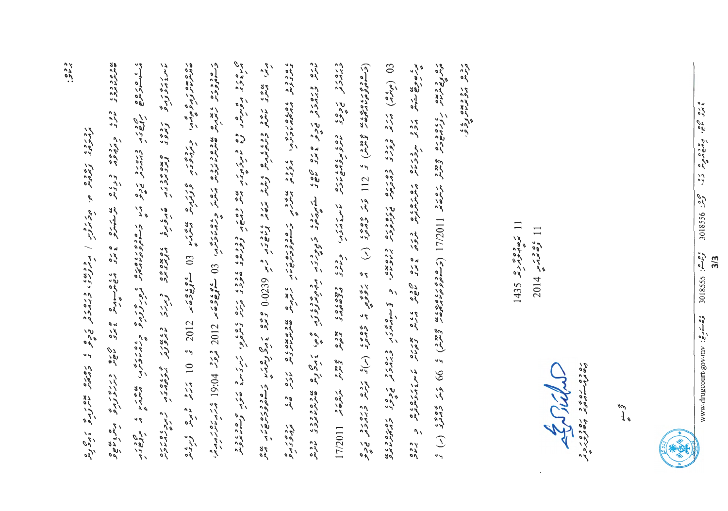ޙުކުމް:

މި މައްސަލާގައި ދަޢުވާ ލިބިފައިވާ ރާއްޖޭގެ ... / ... ، ... ، ... ، ... އަށް ދަޢުވާ ކުރެވިފައިވާ ... ... ... ... ... ... ... ... ، ... ... ... ... ... ... ... ... ... ... ... 10 ... 2012 ގެ 03 ... ... ... 2012 ވަނަ 19:04 ... ... ... 03 ... ... ... ... ... ... ... ... ... ... ... ... ... ... ... ... ... 0.0239 ... ... ... ... ... ... ... ... ... ... ... ... ... ... ... ... ... ... ... ... ... ... 17/2011 (... ... ...) ގެ 112 ވަނަ މާއްދާގެ (ހ) ގެ ... ... ... ... ... ... ... ... ... ... ... ... ... ... 03 (...) ... ... ... ... ... ... ... ... ... ... ... 17/2011 (... ... ...) ގެ 66 ވަނަ މާއްދާގެ (ށ) ގެ ... ... ... ... ... ... ... ... ... ... ... ... ... ... ... ... ... ... ... ... ... ... ... ... ... ... ... ... ... ... ... ... ... ... ... ... ... ... ... ... ... ... ... ... ... ... ... ... ... ... ... ... ... ... ... ... ... ... ... ... ... ... ... ... ... ... ... ... ... ... ... ... ... ... ... ... ... ... ... ... ... ... ... ... ... ... ... ... ... ... ... ... ... ... ... ... ... ... ... ... ... ... ... ... ... ... ... ... ... ... ... ... ... ... ... ... ... ... ... ... ... ... ... ... ... ... ... ... ... ... ... ... ... ... ... ... ... ... ... ... ... ... ... ... ... ... ... ... ... ... ... ... ... ... ... ... ... ... ... ... ... ... ... ... ... ... ... ... ... ... ... ... ... ... ... ... ... ... ... ... ... ... ... ... ... ... ... ... ... ... ... ... ... ... ... ... ... ... ... ... ... ... ... ... ... ... ... ... ... ... ... ... ... ... ... ... ... ...

ޙުކުމް ކުރީމެވެ.

11 ރަބީޢުލްއާޚިރު 1435

11 ފެބުރުއަރީ 2014

ފަނޑިޔާރު

www.drugcourt.gov.mv | 3018555 | 3018556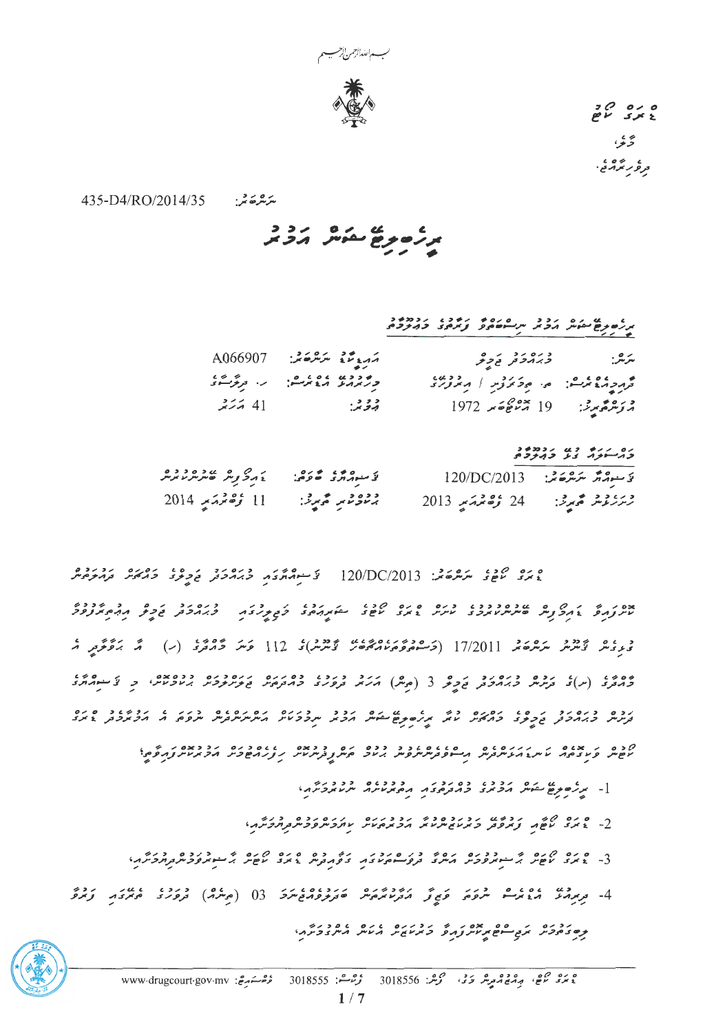ޑްރަގް ކޯޓު

މާލެ،

ދިވެހިރާއްޖެ.

ނަންބަރު: 435-D4/RO/2014/35

# ރިހެބިލިޓޭޝަން އަމުރު

## ރިހެބިލިޓޭޝަން އަމުރު ނިސްބަތްވާ ފަރާތުގެ މައުލޫމާތު

| | | | |
|---|---|---|---|
| ނަން: | މުޙައްމަދު ޒަމީލު | އައިޑީކާޑު ނަންބަރު: | A066907 |
| ދާއިމީ އެޑްރެސް: | ތ. ތިމަރަފުށި / އިރުދޫގެ | މިހާރުއުޅޭ އެޑްރެސް: | ހ. ދިލާސާގެ |
| އުފަންތާރީޚު: | 19 އޮކްޓޫބަރު 1972 | އުމުރު: | 41 އަހަރު |

## މައްސަލައާ ގުޅޭ މައުލޫމާތު

| | | | |
|---|---|---|---|
| ޑޮސިއާ ނަންބަރު: | 120/DC/2013 | ޑޮސިއާގެ ބާވަތް: | ގައިޑިޔަން ބައްދަލުވުން |
| ހުށަހެޅުނު ތާރީޚު: | 24 ޑިސެމްބަރު 2013 | ޙުކުމްކުރި ތާރީޚު: | 11 ފެބުރުއަރީ 2014 |

ޑްރަގް ކޯޓުގެ ނަންބަރު: 120/DC/2013 ޑޮސިއާގައި މުޙައްމަދު ޒަމީލުގެ މައްޗަށް ދައުވާކުރެވުނު ކޮންޓްރޯލްޑް ޑިލިވަރީގެ ބަންދުނުކުރުމުގެ ކުށުގައި ޑްރަގް ކޯޓުގެ ސެކްޝަނުގެ ދަށުން މުޙައްމަދު ޒަމީލު އިޢުތިރާފުވާ ދެވެނީ ޤާނޫނު ނަންބަރު 17/2011 (މަސްތުވާތަކެއްޗާބެހޭ ޤާނޫނު)ގެ 112 ވަނަ މާއްދާގެ (ހ) އާ ގުޅިގެން އެ މާއްދާގެ (ނ)ގެ ދަށުން މުޙައްމަދު ޒަމީލު 3 (ތިނެއް) އަހަރު ދުވަހުގެ މުއްދަތަށް ޒަރޫރީ ފަރުމާކޮށްފައިވާ ރިހެބިލިޓޭޝަން ޕްރޮގްރާމަކަށް ފޮނުވުމަށް މި ޑޮސިއާގެ ދަށުން މުޙައްމަދު ޒަމީލުގެ މައްޗަށް ހުކުމްކުރި ރިހެބިލިޓޭޝަން އަމުރު ތަންފީޒުކުރުމަށް ނުވަތަ އެ އަމުރާއި ޑްރަގް ކޯޓުން ފާސްކޮށްފައިވާ އުސޫލުތަކާއި ގަވާއިދުތަކާ އެއްގޮތަށް ތިރީގައިވާ ކަންތައްތައް ކުރުމަށް އަމުރުކުރަމެވެ؛

1- ރިހެބިލިޓޭޝަން އަމުރުގެ މުއްދަތުގައި ޢިލާޖުކުރުން ނިންމުމަށް،

2- ޑްރަގް ކޯޓާއި ފަރުމާކުރެވޭ އަމުރުތަކަށް ކަމުދާގޮތުގެ މަތިން ޢަމަލުކުރުމަށް،

3- ޑްރަގް ކޯޓުން ޚާއްޞަކޮށް ފާޑުފާޑުގެ ތަނެއްގައި ހާޒިރުވުމަށް ޑްރަގް ކޯޓުން ހުށަހަޅާ ދުވަސްތަކުގައި ހާޒިރުވުމަށް،

4- ދިރިއުޅޭ އެޑްރެސް ނުވަތަ ފޯނު ނަންބަރު ބަދަލުކުރާނަމަ 03 (ތިނެއް) ދުވަހުގެ ތެރޭގައި ފަރާތް ފަހަރު ޑްރަގް ކޯޓަށް އަންގައި މި އަމުރާ ގުޅޭ ކަންތައްތައް ކުރުމަށް،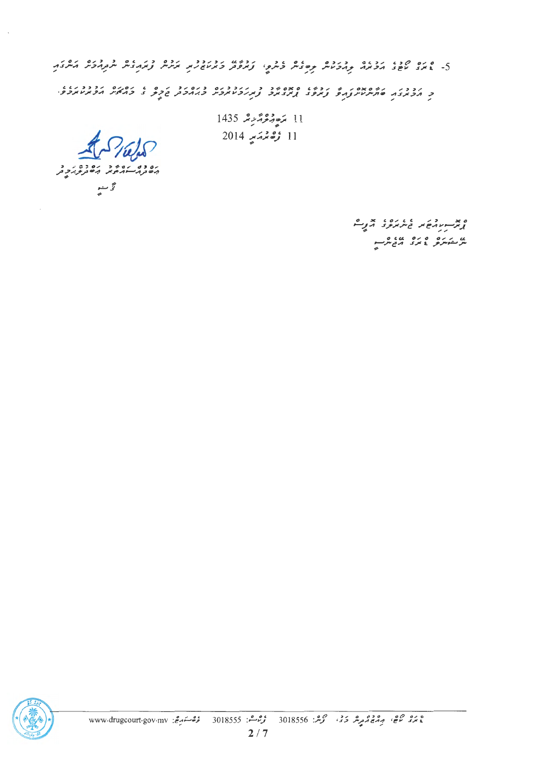5- ޑްރަގް ކޯޓުގެ އަމުރެއް ތަންފީޒުކުރުން ލިބިގެން ގެނދޭ، ފަރާތުން މުޢާމަލާތު ކުރުމުގައި ބަލަން ޖެހޭ ކަންކަން ނިންމުމަށް އަންގާ

މި އަމުރުގައި ބަޔާންކޮށްފައިވާ ފަރާތުގެ ޑްރަގްކޯޓު ފިޔަވަޅުގެ ފުރިހަމަ މަޢުލޫމާތު ބަޔާންކޮށް ދޭ ގޮތަށް އަމުރުކުރަމެވެ.

11 ރަބީޢުލްއާޚިރު 1435

11 ފެބްރުއަރީ 2014

އަބްދުއްސައްތާރު އަބްދުލްޣަފޫރު

ޤާޟީ

ޕްރޮސިކިއުޓަރ ޖެނެރަލްގެ އޮފީސް

ނޭޝަނަލް ޑްރަގް އޭޖެންސީ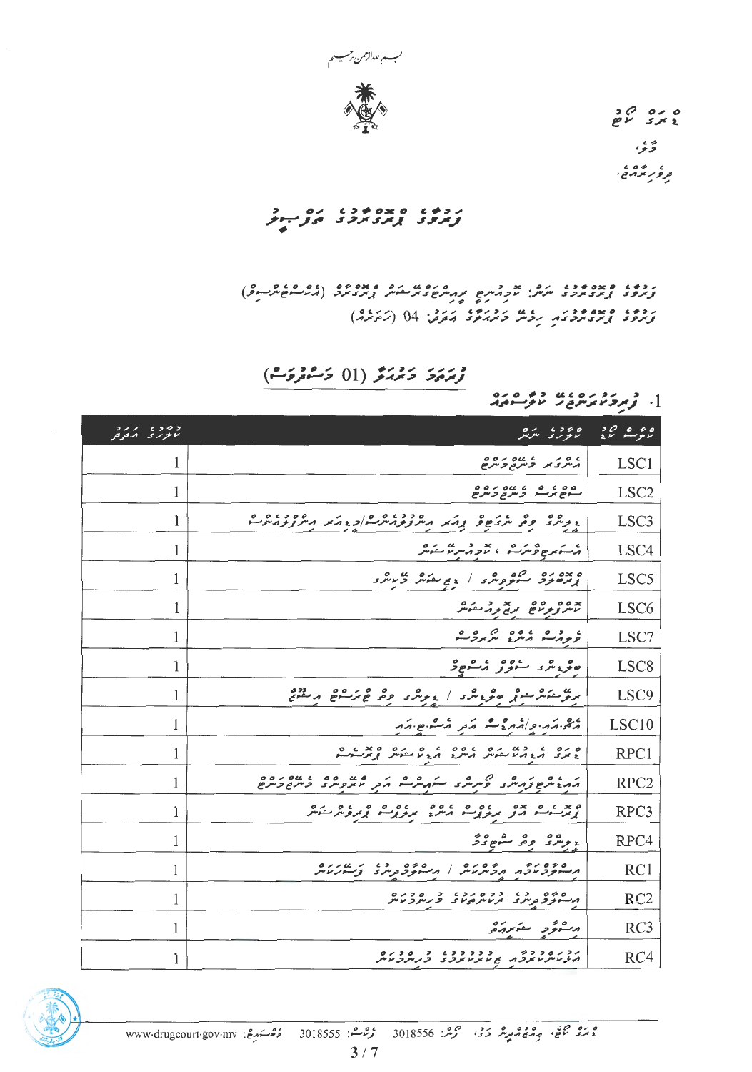بسم الله الرحمن الرحيم

ޑްރަގް ކޯޓު

މާލެ

ދިވެހިރާއްޖެ.

# ފަރުވާގެ ޕްރޮގްރާމުގެ ތަފްސީލު

ފަރުވާގެ ޕްރޮގްރާމުގެ ނަން: ކޯމިއުނިޓީ ރިއިންޓަގްރޭޝަން ޕްރޮގްރާމް (އެކްސްޓެންޝަން)

ފަރުވާގެ ޕްރޮގްރާމުގައި ހިމެނޭ މަރުޙަލާގެ އަދަދު: 04 (ހަތަރެއް)

## ފުރަތަމަ މަރުޙަލާ (01 މަސްދުވަސް)

1. ފުރިހަމަކުރަންޖެހޭ ކޯސްތައް

| ކޯސް ކޯޑު | ކޯހުގެ ނަން | ކޯހުގެ އަދަދު |
|---|---|---|
| LSC1 | އެންގަރ މެނޭޖްމަންޓް | 1 |
| LSC2 | ސްޓްރެސް މެނޭޖްމަންޓް | 1 |
| LSC3 | ޑީލިންގ ވިތް ނެގެޓިވް ފީލިންގސް އަދި އިންޓަރޕަރސަނަލް/ޕިއަރ އިންފްލުއެންސް | 1 |
| LSC4 | އެސަރޓިވްނެސް، ކޮމިއުނިކޭޝަން | 1 |
| LSC5 | ޕްރޮބްލަމް ސޮލްވިންގ / ޑިސިޝަން މޭކިންގ | 1 |
| LSC6 | ކޮންފްލިކްޓް ރިޒޮލިއުޝަން | 1 |
| LSC7 | ފިޓްނަސް އެންޑް ނިއުޓްރިޝަން | 1 |
| LSC8 | ބިލްޑިންގ ސެލްފް އެސްޓީމް | 1 |
| LSC9 | ރިލޭޝަންޝިޕް ބިލްޑިންގ / ޑީލިންގ ވިތް ޕިއަރ ޕްރެޝަރ | 1 |
| LSC10 | އެޗް.އައި.ވީ/އެއިޑްސް އަދި އެސް.ޓީ.އައި | 1 |
| RPC1 | ޑްރަގް އެޑިކްޝަން އެންޑް ދި ރިކަވަރީ ޕްރޮސެސް | 1 |
| RPC2 | އައިޑެންޓިފައިން ޓްރިގަރސް ކްރޭވިންގސް އަދި ކޮންޓްރޯލް މެނޭޖްމަންޓް | 1 |
| RPC3 | ޕްރޮސެސް އޮފް ރިލެޕްސް އެންޑް ރިލެޕްސް ޕްރިވެންޝަން | 1 |
| RPC4 | ޑީލިންގ ވިތް ސްޓިގްމާ | 1 |
| RC1 | އިސްލާމްކަމާއި އީމާންކަން / އިސްލާމްދީނުގެ ފަރާއިޟުތައް | 1 |
| RC2 | އިސްލާމްދީނުގެ ތަރުބިއްޔަތުގެ މުޢާމަލާތުތައް | 1 |
| RC3 | އިސްލާމް ޝަރީޢަތް | 1 |
| RC4 | އަޚްލާޤުތަކާއި ޖަމާޢަތުގެ މުޢާމަލާތުތައް | 1 |

ޑްރަގް ކޯޓު، އިޒްދީނުމަގު މާލެ، ފޯން: 3018556 ފެކްސް: 3018555 ވެބްސައިޓް: www.drugcourt.gov.mv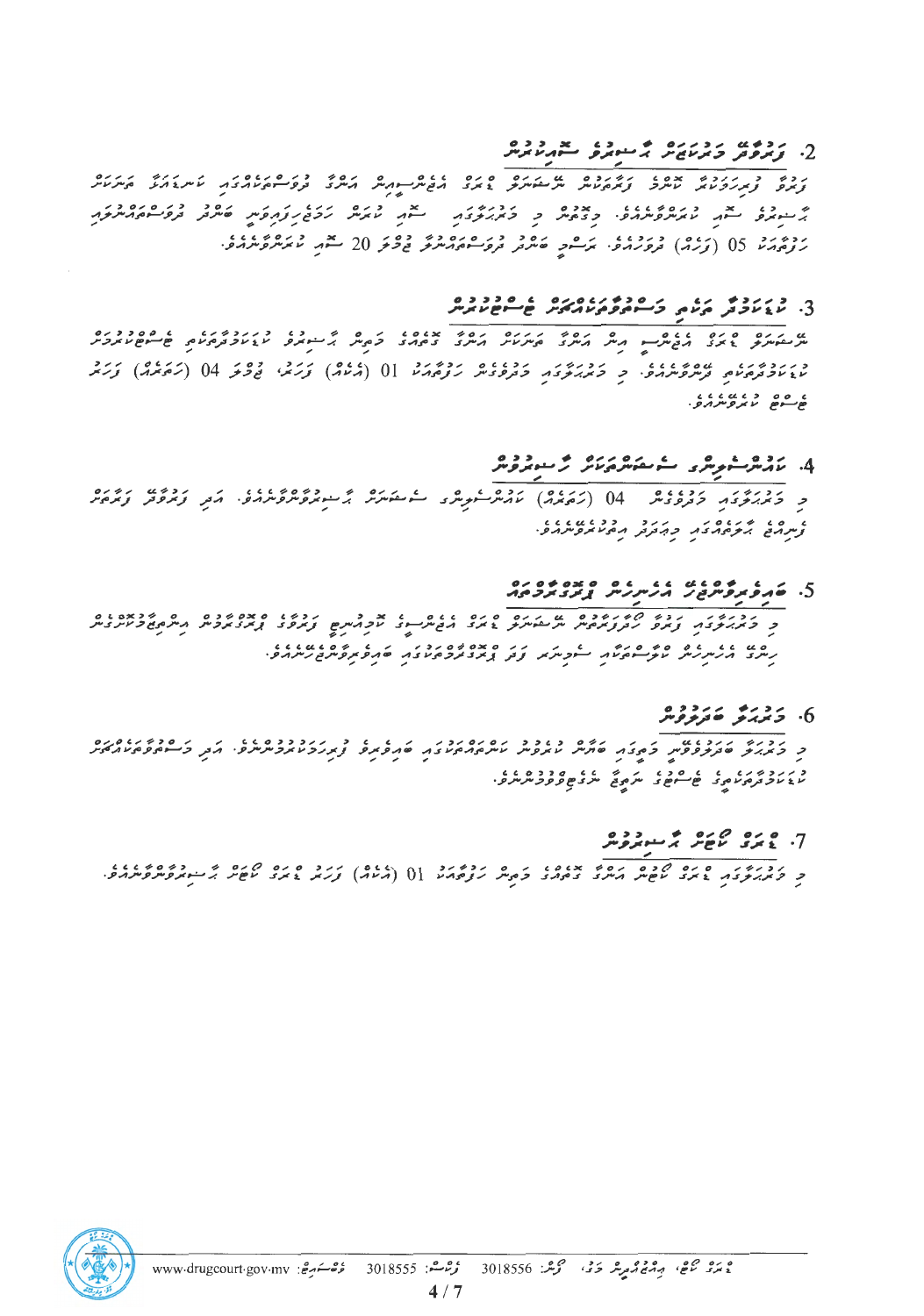## 2. ފަރުވާދޭ މަރުކަޒަށް ޒިޔާރަތްކުރުން

ފަރުވާ ފުރިހަމަކުރާ ކޯހުގެ ފަރުވާތަކުން ނަސޭހަތްވާ ޑްރަގް އެޑިކްޓުން އަންނަ ދުވަސްތަކުގައި ކަނޑައަޅާ ތާރީޚަށް ޒިޔާރަތް ކުރުން ލާޒިމުކޮށްފައެވެ. މިގޮތުން މި މަރުޙަލާގައި ޒިޔާރަތް ކުރަން ހަމަޖެހިފައިވާ ބައްދަލުވުންތަކުގައި ހާޒިރުވާނީ 05 (ފަހެއް) ދުވަހެވެ. ނަމަވެސް ބައްދަލުވުންތަކުގައި ގިނަވެގެން 20 ޒިޔާރަތް ކުރަންވާނެއެވެ.

## 3. ކުރިމަތިލާ ދަތިތަކާއި މަސްތުވާތަކެއްޗާ ބެހޭ ޖަލްސާތަކުން

ނަސޭހަތްވާ ޑްރަގް އެޑިކްޓުން އަށް އެދޭ ގޮތަށް ގަޑިއެއް ކަނޑައަޅައިގެން ހާޒިރުވާ ކުރިމަތިލާ ދަތިތަކާ ބެހޭ ޖަލްސާތަކުން ފައިދާކުރާނެއެވެ. މި މަރުޙަލާގައި މަދުވެގެން ހަފުތާއަކު 01 (އެކެއް) ފަހަރު، ގިނަވެގެން 04 (ހަތަރެއް) ފަހަރު ޖަލްސާ ކުރަންވާނެއެވެ.

## 4. ކައުންސެލިންގ ސެޝަންތަކަށް ހާޒިރުވުން

މި މަރުޙަލާގައި މަދުވެގެން 04 (ހަތަރެއް) ކައުންސެލިންގ ސެޝަނަށް ހާޒިރުވާންވާނެއެވެ. އަދި ފަރުވާ ފައިނަލް ފުރިހަމަ ހާޒިރުވުމުގައި މިއަދަދު ރިޕޯޓުކުރަންވާނެއެވެ.

## 5. ބައިލޮޖިކަލް އެސެސްމަންޓް ޑްރަގް ޓެސްޓް

މި މަރުޙަލާގައި ފަރުވާ ހޯދާފައިވާ ނަސޭހަތްވާ ޑްރަގް އެޑިކްޓުންގެ ކޯޑިނޭޓަރ ފަރުވާގެ ޑްރަގް ޓެސްޓް އިންޓިގްރޭޓްކުރަން ހިނގާ އެހެނިހެން ކަންތައްތަކާއި ސޯޝަލް ފަދަ ޑްރަގް ޓެސްޓްތަކުގައި ބައިލޮޖިކަލް ޓެސްޓުކުރަންވާނެއެވެ.

## 6. މަރުޙަލާ ބަދަލުވުން

މި މަރުޙަލާ ބަދަލުކުރުމަށް މިވަގުތު ބައްދަލު ކަނޑައަޅާފައިވާ ބައިލޮޖިކަލް ފުރިހަމަކޮށްފައިވާނެއެވެ. އަދި މަސްތުވާތަކެއްޗާ ދުރުވެ ހުރެ ނަތީޖާ ނެރެވޭނެއެވެ.

## 7. ޑްރަގް ކޯޓަށް ހާޒިރުވުން

މި މަރުޙަލާގައި ޑްރަގް ކޯޓުން އަންގާ ދުވަހު ކަމަށް ހަފުތާއަކު 01 (އެކެއް) ފަހަރު ޑްރަގް ކޯޓަށް ހާޒިރުވާންވާނެއެވެ.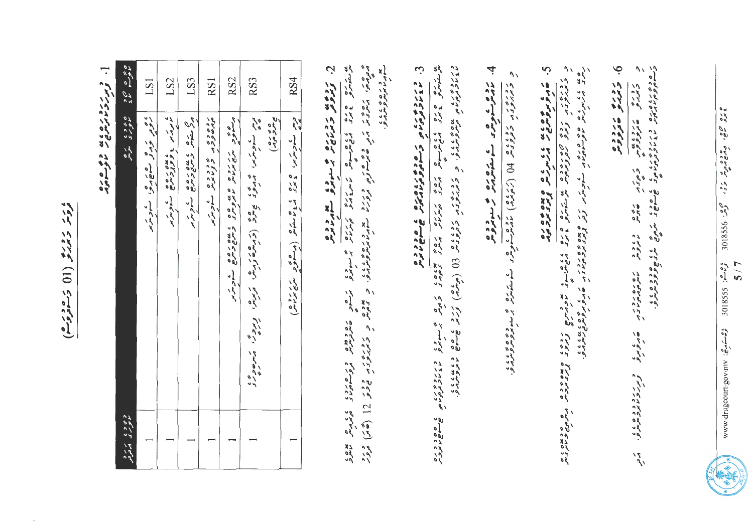# ޖަދުވަލު (01) ވަނަ ފޯމު

## 1. ހުށަހަޅާ ލިޔެކިޔުންތަކުގެ ތަފްސީލު

| ލިޔުމުގެ ނަންބަރު | ލިޔުމުގެ ނަން | ކޮޕީގެ އަދަދު |
|---|---|---|
| LS1 | ހައްޔަރުކުރި ފުލުހުގެ ބަޔާން | 1 |
| LS2 | ތަހުޤީޤު ކުރި ފުލުހުގެ ބަޔާން | 1 |
| RS1 | ... | 1 |
| LS3 | ... | 1 |
| RS2 | ... | 1 |
| RS3 | ... | 1 |
| RS4 | ... | 1 |

## 2. ދަޢުވާ ކުރެވޭ މީހާ ހާޒިރުކުރުން

... 12 (ބާރަ) ގަޑިއިރު ...

## 3. ...

... 03 (ތިނެއް) ދުވަސް ...

## 4. ...

... 04 (ހަތަރެއް) ...

## 5. ...

...

## 6. ...

...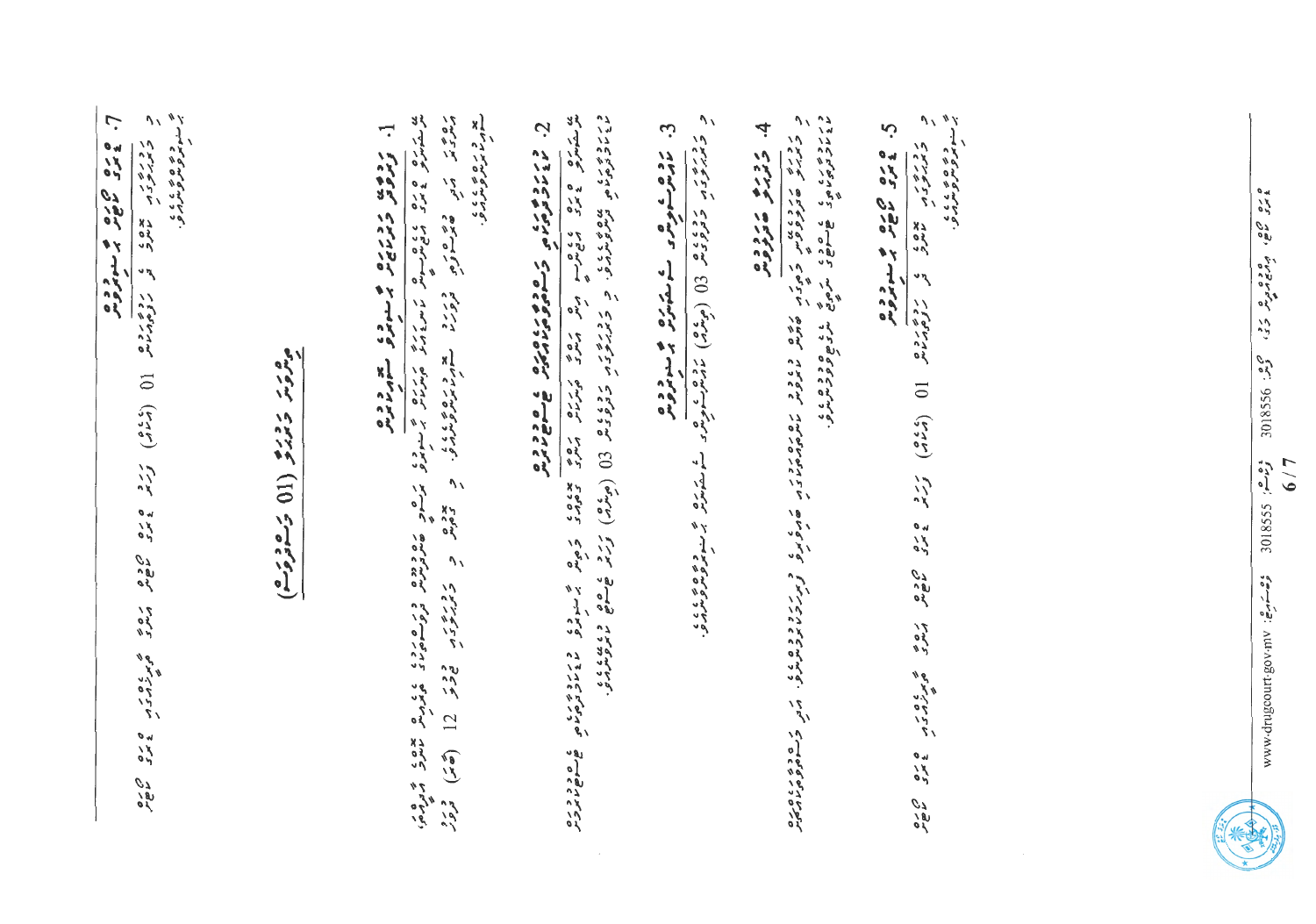7. ބަންދު ކުރުމުގެ މުއްދަތު އިތުރުކުރުން

މި ހަފްތާގެ ތެރޭގައި ބަންދު ކުރުމުގެ މުއްދަތު އިތުރުކުރުމަށް އެދި 01 (އެކެއް) މައްސަލައެއް ހުށަހަޅާފައިވާއިރު، އެ މައްސަލައެއްގައި ބަންދު ކުރުމުގެ މުއްދަތު އިތުރުކޮށްފައިވެއެވެ.

## ނިންމާފައިވާ (01 މައްސަލައެއް)

1. ދުރާލާ ދަޢުވާ ކުރުމަށް ހުށަހެޅުނު މައްސަލަ

ދުރާލާ ދަޢުވާ ކުރުމަށް ހުށަހެޅުނު މައްސަލައެއްގައި 12 (ބާރަ) ދުވަހުގެ މުއްދަތަށް ... ކުރުމަށް ނިންމާފައިވެއެވެ.

2. ޝަރީޢަތުގެ ޖަލްސާ ބޭއްވުމަށް ހުށަހެޅުނު މައްސަލަ

ޝަރީޢަތުގެ ޖަލްސާ ބޭއްވުމަށް ހުށަހެޅުނު މައްސަލައެއްގައި 03 (ތިނެއް) ދުވަހުގެ މުއްދަތަށް ... ކުރުމަށް ނިންމާފައިވެއެވެ.

3. ހައްދު ކަނޑައެޅުމަށް ހުށަހެޅުނު މައްސަލަ

މި ހަފްތާގެ ތެރޭގައި 03 (ތިނެއް) ހައްދު ކަނޑައެޅުމަށް ހުށަހެޅުނު މައްސަލަ ނިންމާފައިވެއެވެ.

4. ދަޢުވާ ބާތިލްކުރުން

މި ހަފްތާގެ ތެރޭގައި ދަޢުވާ ބާތިލްކުރުމަށް ... ނިންމާފައިވެއެވެ.

5. ބަންދު ކުރުމުގެ މުއްދަތު އިތުރުކުރުން

މި ހަފްތާގެ ތެރޭގައި ބަންދު ކުރުމުގެ މުއްދަތު އިތުރުކުރުމަށް އެދި 01 (އެކެއް) މައްސަލައެއް ހުށަހަޅާފައިވާއިރު، އެ މައްސަލައެއްގައި ބަންދު ކުރުމުގެ މުއްދަތު އިތުރުކޮށްފައިވެއެވެ.

www.drugcourt.gov.mv ފޯނު: 3018555 ފެކްސް: 3018556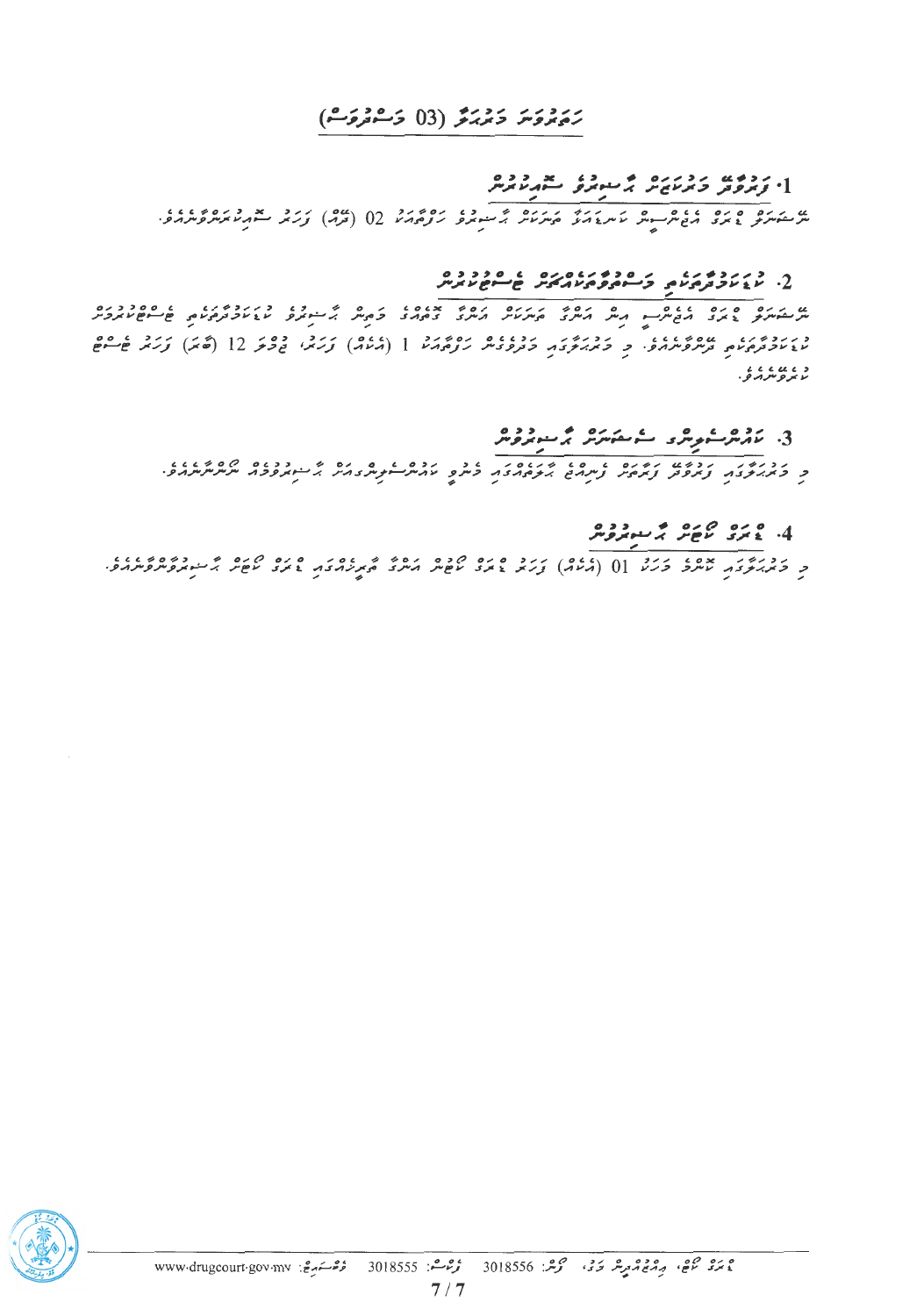# ހަވާލުވެވޭ މުއްދަތު (03 މަސްދުވަސް)

### 1. ފަރުވާގެ މަރުޙަލާތަކުން ޕްރޮގްރާމް ހަވާލުކުރުން

ނޭޝަނަލް ޑްރަގް އެޖެންސީން ކަނޑައަޅާ ތަރުތީބުން ޕްރޮގްރާމް ހަވާލުކުރުމަށް 02 (ދޭއް) ފަހަރު ސްޓާފިންގ ކުރާނެއެވެ.

### 2. ކޭސްމެނޭޖަރާއި މަޝްވަރާކުރުމާއި ޖަލްސާތައް ބޭއްވުން

ނޭޝަނަލް ޑްރަގް އެޖެންސީ އިން އަންގާ ތަރުތީބުން އެކަމާ ގުޅޭގޮތުން ޕްރޮގްރާމް ކޭސްމެނޭޖަރާއި ޖަލްސާތައް ބާއްވައި ކޭސްމެނޭޖަރާއި ބައްދަލުކުރާނެއެވެ. މި މަރުޙަލާގައި މަދުވެގެން ހަފްތާއަކު 1 (އެކެއް) ފަހަރު، ޖުމްލަ 12 (ބާރަ) ފަހަރު ޖަލްސާ ބާއްވާނެއެވެ.

### 3. ކައުންސެލިންގ ސެޝަންސް ޕްރޮގްރާމުން

މި މަރުޙަލާގައި ފަރުވާ ފަރާތުން ކަނޑައަޅާ ތަރުތީބުން ކައުންސެލިންގ ސެޝަންތައް ޕްރޮގްރާމުގެ ތެރެއިން ހިންގާނެއެވެ.

### 4. ޑްރަގް ޓެސްޓް ޕްރޮގްރާމުން

މި މަރުޙަލާގައި ކޮންމެ މަހަކު 01 (އެކެއް) ފަހަރު ޑްރަގް ޓެސްޓް އެންމެ ކުރިއަށްގެންދާ ޑްރަގް ޓެސްޓް ޕްރޮގްރާމް ހިންގާނެއެވެ.